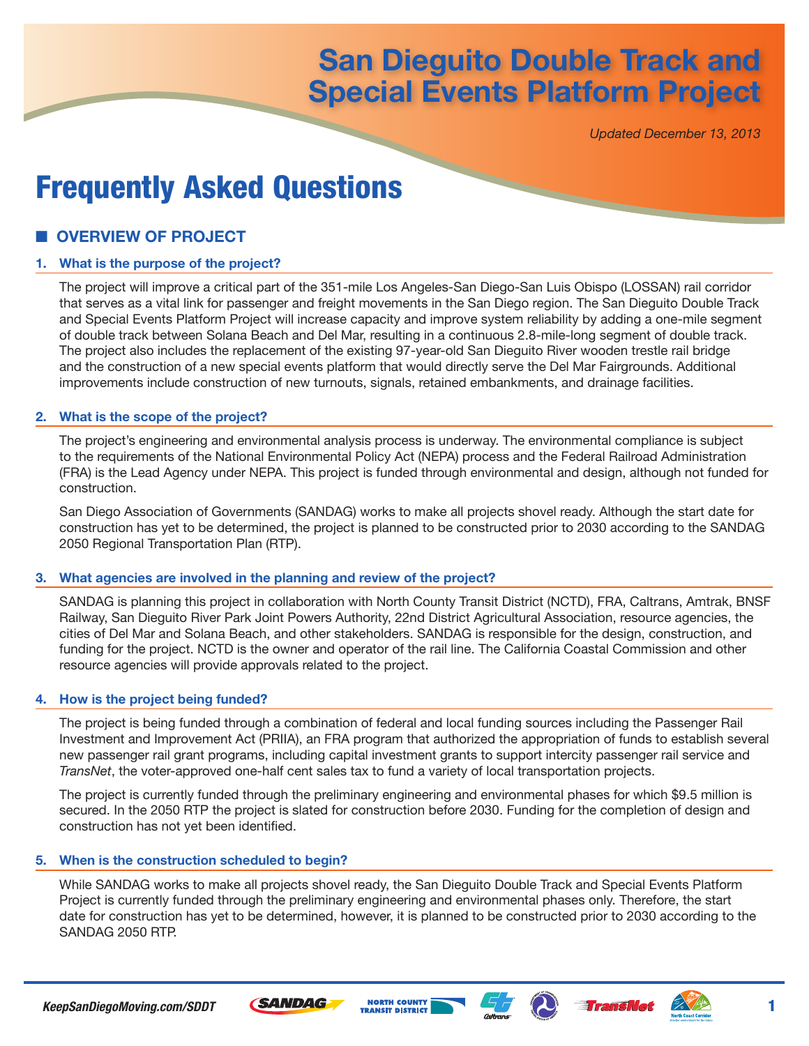# San Dieguito Double Track and Special Events Platform Project

*Updated December 13, 2013*

# Frequently Asked Questions

## OVERVIEW OF PROJECT

### 1. What is the purpose of the project?

The project will improve a critical part of the 351-mile Los Angeles-San Diego-San Luis Obispo (LOSSAN) rail corridor that serves as a vital link for passenger and freight movements in the San Diego region. The San Dieguito Double Track and Special Events Platform Project will increase capacity and improve system reliability by adding a one-mile segment of double track between Solana Beach and Del Mar, resulting in a continuous 2.8-mile-long segment of double track. The project also includes the replacement of the existing 97-year-old San Dieguito River wooden trestle rail bridge and the construction of a new special events platform that would directly serve the Del Mar Fairgrounds. Additional improvements include construction of new turnouts, signals, retained embankments, and drainage facilities.

### 2. What is the scope of the project?

The project's engineering and environmental analysis process is underway. The environmental compliance is subject to the requirements of the National Environmental Policy Act (NEPA) process and the Federal Railroad Administration (FRA) is the Lead Agency under NEPA. This project is funded through environmental and design, although not funded for construction.

San Diego Association of Governments (SANDAG) works to make all projects shovel ready. Although the start date for construction has yet to be determined, the project is planned to be constructed prior to 2030 according to the SANDAG 2050 Regional Transportation Plan (RTP).

### 3. What agencies are involved in the planning and review of the project?

SANDAG is planning this project in collaboration with North County Transit District (NCTD), FRA, Caltrans, Amtrak, BNSF Railway, San Dieguito River Park Joint Powers Authority, 22nd District Agricultural Association, resource agencies, the cities of Del Mar and Solana Beach, and other stakeholders. SANDAG is responsible for the design, construction, and funding for the project. NCTD is the owner and operator of the rail line. The California Coastal Commission and other resource agencies will provide approvals related to the project.

### 4. How is the project being funded?

The project is being funded through a combination of federal and local funding sources including the Passenger Rail Investment and Improvement Act (PRIIA), an FRA program that authorized the appropriation of funds to establish several new passenger rail grant programs, including capital investment grants to support intercity passenger rail service and *TransNet*, the voter-approved one-half cent sales tax to fund a variety of local transportation projects.

The project is currently funded through the preliminary engineering and environmental phases for which $9.5 million is secured. In the 2050 RTP the project is slated for construction before 2030. Funding for the completion of design and construction has not yet been identified.

### 5. When is the construction scheduled to begin?

While SANDAG works to make all projects shovel ready, the San Dieguito Double Track and Special Events Platform Project is currently funded through the preliminary engineering and environmental phases only. Therefore, the start date for construction has yet to be determined, however, it is planned to be constructed prior to 2030 according to the SANDAG 2050 RTP.

*KeepSanDiegoMoving.com/SDDT*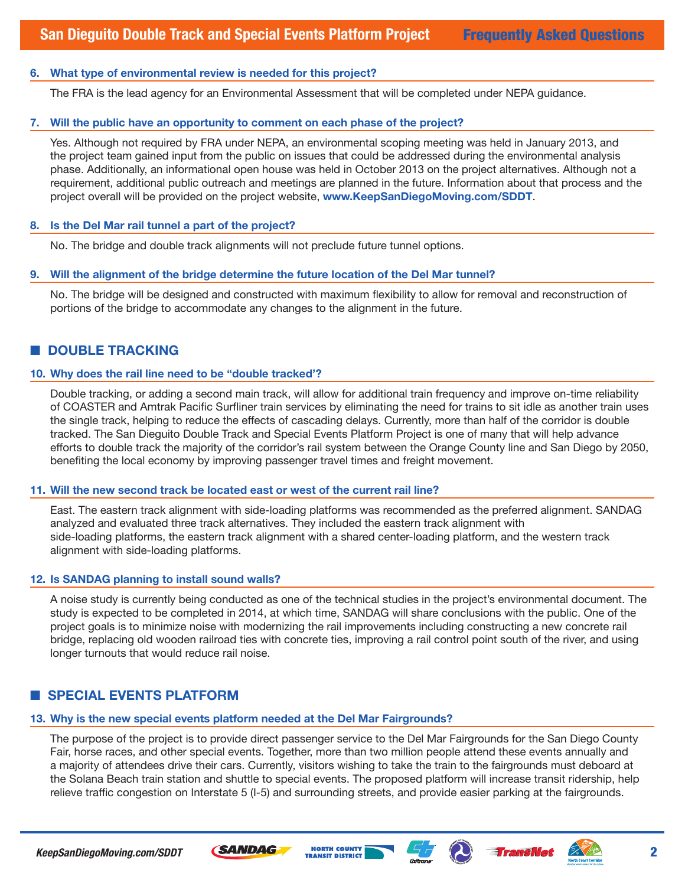**6. What type of environmental review is needed for this project?**

The FRA is the lead agency for an Environmental Assessment that will be completed under NEPA guidance.

**7. Will the public have an opportunity to comment on each phase of the project?**

Yes. Although not required by FRA under NEPA, an environmental scoping meeting was held in January 2013, and the project team gained input from the public on issues that could be addressed during the environmental analysis phase. Additionally, an informational open house was held in October 2013 on the project alternatives. Although not a requirement, additional public outreach and meetings are planned in the future. Information about that process and the project overall will be provided on the project website, **www.KeepSanDiegoMoving.com/SDDT**.

**8. Is the Del Mar rail tunnel a part of the project?**

No. The bridge and double track alignments will not preclude future tunnel options.

**9. Will the alignment of the bridge determine the future location of the Del Mar tunnel?**

No. The bridge will be designed and constructed with maximum flexibility to allow for removal and reconstruction of portions of the bridge to accommodate any changes to the alignment in the future.

## DOUBLE TRACKING

**10. Why does the rail line need to be "double tracked'?**

Double tracking, or adding a second main track, will allow for additional train frequency and improve on-time reliability of COASTER and Amtrak Pacific Surfliner train services by eliminating the need for trains to sit idle as another train uses the single track, helping to reduce the effects of cascading delays. Currently, more than half of the corridor is double tracked. The San Dieguito Double Track and Special Events Platform Project is one of many that will help advance efforts to double track the majority of the corridor's rail system between the Orange County line and San Diego by 2050, benefiting the local economy by improving passenger travel times and freight movement.

**11. Will the new second track be located east or west of the current rail line?**

East. The eastern track alignment with side-loading platforms was recommended as the preferred alignment. SANDAG analyzed and evaluated three track alternatives. They included the eastern track alignment with side-loading platforms, the eastern track alignment with a shared center-loading platform, and the western track alignment with side-loading platforms.

**12. Is SANDAG planning to install sound walls?**

A noise study is currently being conducted as one of the technical studies in the project's environmental document. The study is expected to be completed in 2014, at which time, SANDAG will share conclusions with the public. One of the project goals is to minimize noise with modernizing the rail improvements including constructing a new concrete rail bridge, replacing old wooden railroad ties with concrete ties, improving a rail control point south of the river, and using longer turnouts that would reduce rail noise.

## SPECIAL EVENTS PLATFORM

**13. Why is the new special events platform needed at the Del Mar Fairgrounds?**

The purpose of the project is to provide direct passenger service to the Del Mar Fairgrounds for the San Diego County Fair, horse races, and other special events. Together, more than two million people attend these events annually and a majority of attendees drive their cars. Currently, visitors wishing to take the train to the fairgrounds must deboard at the Solana Beach train station and shuttle to special events. The proposed platform will increase transit ridership, help relieve traffic congestion on Interstate 5 (I-5) and surrounding streets, and provide easier parking at the fairgrounds.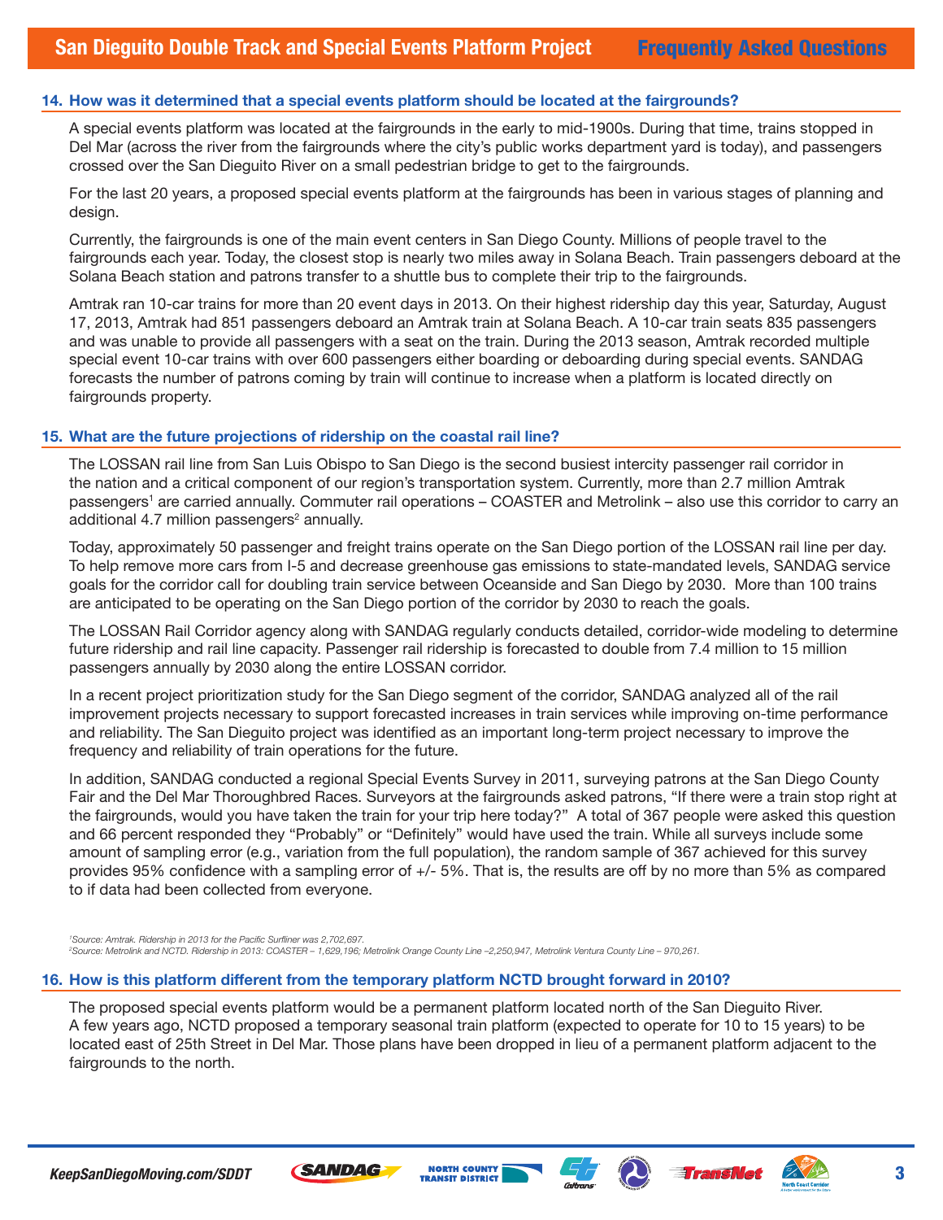## 14. How was it determined that a special events platform should be located at the fairgrounds?

A special events platform was located at the fairgrounds in the early to mid-1900s. During that time, trains stopped in Del Mar (across the river from the fairgrounds where the city's public works department yard is today), and passengers crossed over the San Dieguito River on a small pedestrian bridge to get to the fairgrounds.

For the last 20 years, a proposed special events platform at the fairgrounds has been in various stages of planning and design.

Currently, the fairgrounds is one of the main event centers in San Diego County. Millions of people travel to the fairgrounds each year. Today, the closest stop is nearly two miles away in Solana Beach. Train passengers deboard at the Solana Beach station and patrons transfer to a shuttle bus to complete their trip to the fairgrounds.

Amtrak ran 10-car trains for more than 20 event days in 2013. On their highest ridership day this year, Saturday, August 17, 2013, Amtrak had 851 passengers deboard an Amtrak train at Solana Beach. A 10-car train seats 835 passengers and was unable to provide all passengers with a seat on the train. During the 2013 season, Amtrak recorded multiple special event 10-car trains with over 600 passengers either boarding or deboarding during special events. SANDAG forecasts the number of patrons coming by train will continue to increase when a platform is located directly on fairgrounds property.

## 15. What are the future projections of ridership on the coastal rail line?

The LOSSAN rail line from San Luis Obispo to San Diego is the second busiest intercity passenger rail corridor in the nation and a critical component of our region's transportation system. Currently, more than 2.7 million Amtrak passengers[1] are carried annually. Commuter rail operations – COASTER and Metrolink – also use this corridor to carry an additional 4.7 million passengers[2] annually.

Today, approximately 50 passenger and freight trains operate on the San Diego portion of the LOSSAN rail line per day. To help remove more cars from I-5 and decrease greenhouse gas emissions to state-mandated levels, SANDAG service goals for the corridor call for doubling train service between Oceanside and San Diego by 2030. More than 100 trains are anticipated to be operating on the San Diego portion of the corridor by 2030 to reach the goals.

The LOSSAN Rail Corridor agency along with SANDAG regularly conducts detailed, corridor-wide modeling to determine future ridership and rail line capacity. Passenger rail ridership is forecasted to double from 7.4 million to 15 million passengers annually by 2030 along the entire LOSSAN corridor.

In a recent project prioritization study for the San Diego segment of the corridor, SANDAG analyzed all of the rail improvement projects necessary to support forecasted increases in train services while improving on-time performance and reliability. The San Dieguito project was identified as an important long-term project necessary to improve the frequency and reliability of train operations for the future.

In addition, SANDAG conducted a regional Special Events Survey in 2011, surveying patrons at the San Diego County Fair and the Del Mar Thoroughbred Races. Surveyors at the fairgrounds asked patrons, "If there were a train stop right at the fairgrounds, would you have taken the train for your trip here today?" A total of 367 people were asked this question and 66 percent responded they "Probably" or "Definitely" would have used the train. While all surveys include some amount of sampling error (e.g., variation from the full population), the random sample of 367 achieved for this survey provides 95% confidence with a sampling error of +/- 5%. That is, the results are off by no more than 5% as compared to if data had been collected from everyone.

*[1]Source: Amtrak. Ridership in 2013 for the Pacific Surfliner was 2,702,697.*
*[2]Source: Metrolink and NCTD. Ridership in 2013: COASTER – 1,629,196; Metrolink Orange County Line –2,250,947, Metrolink Ventura County Line – 970,261.*

## 16. How is this platform different from the temporary platform NCTD brought forward in 2010?

The proposed special events platform would be a permanent platform located north of the San Dieguito River. A few years ago, NCTD proposed a temporary seasonal train platform (expected to operate for 10 to 15 years) to be located east of 25th Street in Del Mar. Those plans have been dropped in lieu of a permanent platform adjacent to the fairgrounds to the north.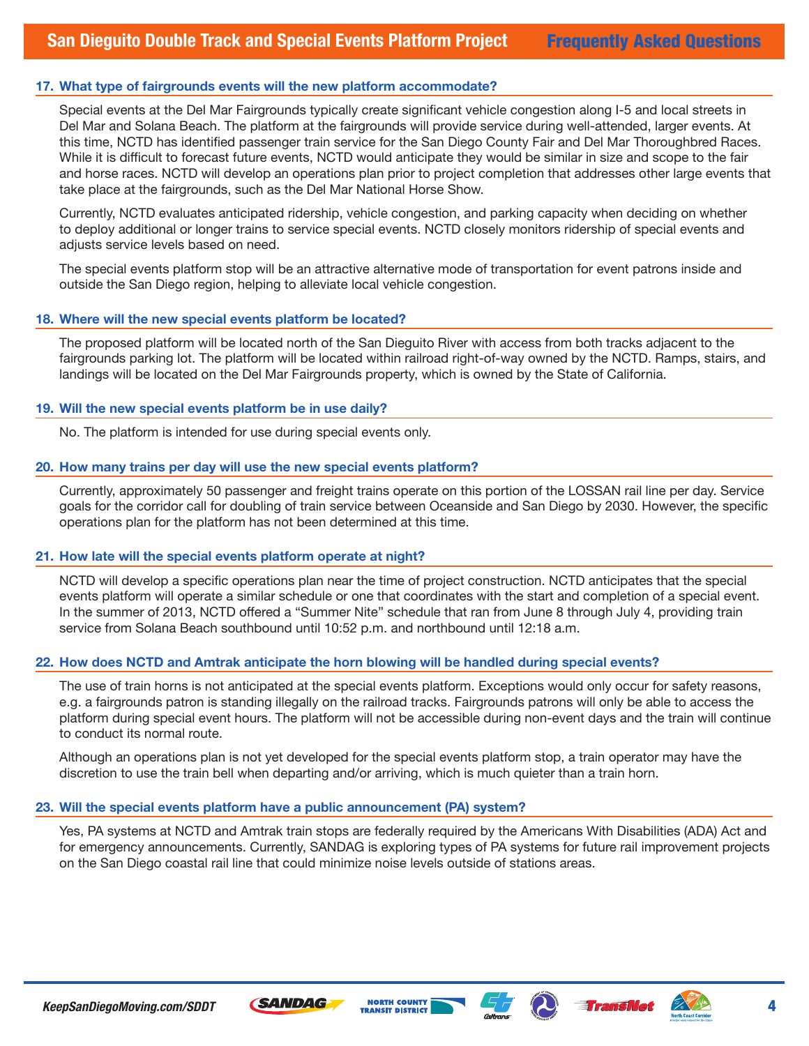### 17. What type of fairgrounds events will the new platform accommodate?

Special events at the Del Mar Fairgrounds typically create significant vehicle congestion along I-5 and local streets in Del Mar and Solana Beach. The platform at the fairgrounds will provide service during well-attended, larger events. At this time, NCTD has identified passenger train service for the San Diego County Fair and Del Mar Thoroughbred Races. While it is difficult to forecast future events, NCTD would anticipate they would be similar in size and scope to the fair and horse races. NCTD will develop an operations plan prior to project completion that addresses other large events that take place at the fairgrounds, such as the Del Mar National Horse Show.

Currently, NCTD evaluates anticipated ridership, vehicle congestion, and parking capacity when deciding on whether to deploy additional or longer trains to service special events. NCTD closely monitors ridership of special events and adjusts service levels based on need.

The special events platform stop will be an attractive alternative mode of transportation for event patrons inside and outside the San Diego region, helping to alleviate local vehicle congestion.

### 18. Where will the new special events platform be located?

The proposed platform will be located north of the San Dieguito River with access from both tracks adjacent to the fairgrounds parking lot. The platform will be located within railroad right-of-way owned by the NCTD. Ramps, stairs, and landings will be located on the Del Mar Fairgrounds property, which is owned by the State of California.

### 19. Will the new special events platform be in use daily?

No. The platform is intended for use during special events only.

### 20. How many trains per day will use the new special events platform?

Currently, approximately 50 passenger and freight trains operate on this portion of the LOSSAN rail line per day. Service goals for the corridor call for doubling of train service between Oceanside and San Diego by 2030. However, the specific operations plan for the platform has not been determined at this time.

### 21. How late will the special events platform operate at night?

NCTD will develop a specific operations plan near the time of project construction. NCTD anticipates that the special events platform will operate a similar schedule or one that coordinates with the start and completion of a special event. In the summer of 2013, NCTD offered a "Summer Nite" schedule that ran from June 8 through July 4, providing train service from Solana Beach southbound until 10:52 p.m. and northbound until 12:18 a.m.

### 22. How does NCTD and Amtrak anticipate the horn blowing will be handled during special events?

The use of train horns is not anticipated at the special events platform. Exceptions would only occur for safety reasons, e.g. a fairgrounds patron is standing illegally on the railroad tracks. Fairgrounds patrons will only be able to access the platform during special event hours. The platform will not be accessible during non-event days and the train will continue to conduct its normal route.

Although an operations plan is not yet developed for the special events platform stop, a train operator may have the discretion to use the train bell when departing and/or arriving, which is much quieter than a train horn.

### 23. Will the special events platform have a public announcement (PA) system?

Yes, PA systems at NCTD and Amtrak train stops are federally required by the Americans With Disabilities (ADA) Act and for emergency announcements. Currently, SANDAG is exploring types of PA systems for future rail improvement projects on the San Diego coastal rail line that could minimize noise levels outside of stations areas.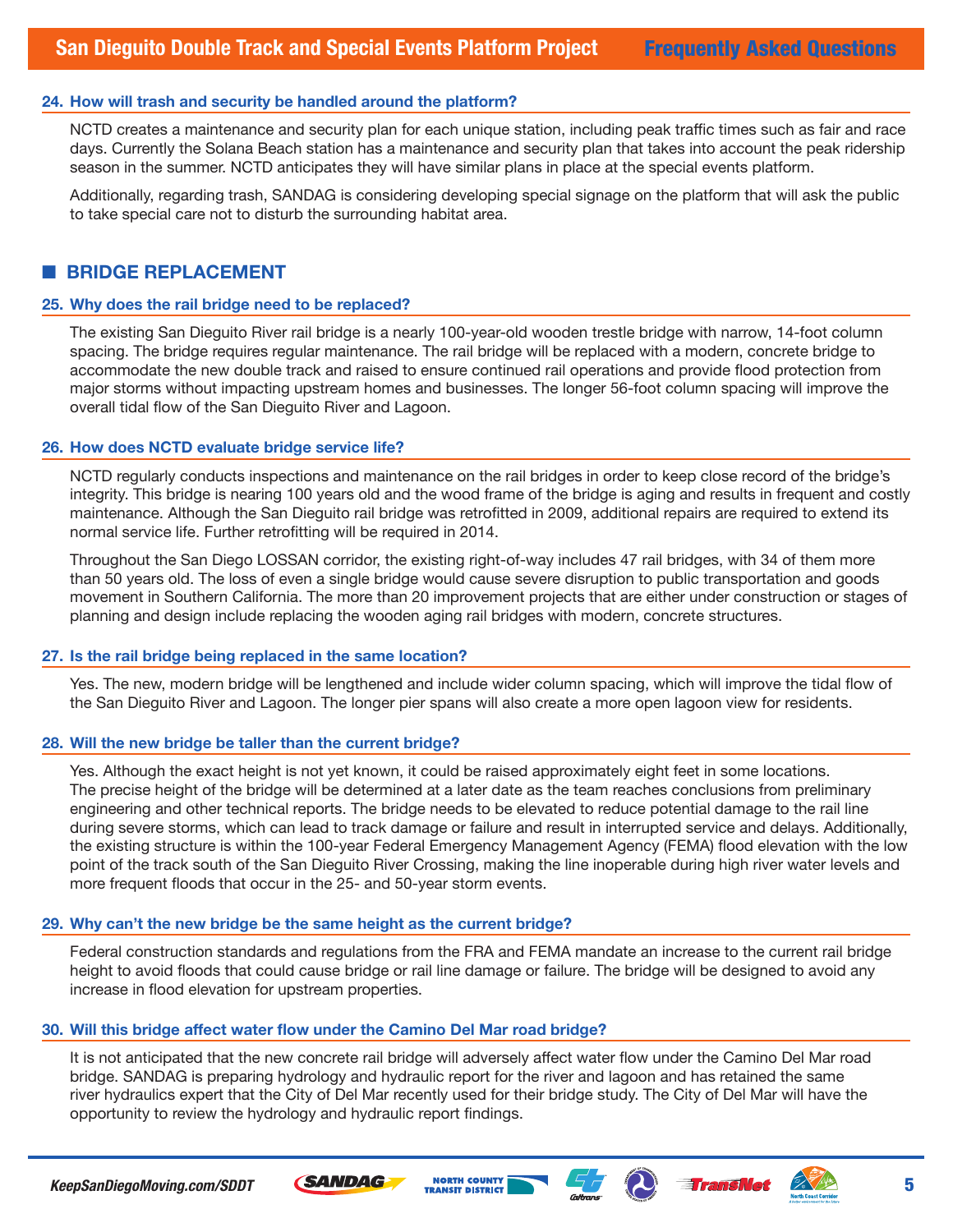### 24. How will trash and security be handled around the platform?

NCTD creates a maintenance and security plan for each unique station, including peak traffic times such as fair and race days. Currently the Solana Beach station has a maintenance and security plan that takes into account the peak ridership season in the summer. NCTD anticipates they will have similar plans in place at the special events platform.

Additionally, regarding trash, SANDAG is considering developing special signage on the platform that will ask the public to take special care not to disturb the surrounding habitat area.

## BRIDGE REPLACEMENT

### 25. Why does the rail bridge need to be replaced?

The existing San Dieguito River rail bridge is a nearly 100-year-old wooden trestle bridge with narrow, 14-foot column spacing. The bridge requires regular maintenance. The rail bridge will be replaced with a modern, concrete bridge to accommodate the new double track and raised to ensure continued rail operations and provide flood protection from major storms without impacting upstream homes and businesses. The longer 56-foot column spacing will improve the overall tidal flow of the San Dieguito River and Lagoon.

### 26. How does NCTD evaluate bridge service life?

NCTD regularly conducts inspections and maintenance on the rail bridges in order to keep close record of the bridge's integrity. This bridge is nearing 100 years old and the wood frame of the bridge is aging and results in frequent and costly maintenance. Although the San Dieguito rail bridge was retrofitted in 2009, additional repairs are required to extend its normal service life. Further retrofitting will be required in 2014.

Throughout the San Diego LOSSAN corridor, the existing right-of-way includes 47 rail bridges, with 34 of them more than 50 years old. The loss of even a single bridge would cause severe disruption to public transportation and goods movement in Southern California. The more than 20 improvement projects that are either under construction or stages of planning and design include replacing the wooden aging rail bridges with modern, concrete structures.

### 27. Is the rail bridge being replaced in the same location?

Yes. The new, modern bridge will be lengthened and include wider column spacing, which will improve the tidal flow of the San Dieguito River and Lagoon. The longer pier spans will also create a more open lagoon view for residents.

### 28. Will the new bridge be taller than the current bridge?

Yes. Although the exact height is not yet known, it could be raised approximately eight feet in some locations. The precise height of the bridge will be determined at a later date as the team reaches conclusions from preliminary engineering and other technical reports. The bridge needs to be elevated to reduce potential damage to the rail line during severe storms, which can lead to track damage or failure and result in interrupted service and delays. Additionally, the existing structure is within the 100-year Federal Emergency Management Agency (FEMA) flood elevation with the low point of the track south of the San Dieguito River Crossing, making the line inoperable during high river water levels and more frequent floods that occur in the 25- and 50-year storm events.

### 29. Why can't the new bridge be the same height as the current bridge?

Federal construction standards and regulations from the FRA and FEMA mandate an increase to the current rail bridge height to avoid floods that could cause bridge or rail line damage or failure. The bridge will be designed to avoid any increase in flood elevation for upstream properties.

### 30. Will this bridge affect water flow under the Camino Del Mar road bridge?

It is not anticipated that the new concrete rail bridge will adversely affect water flow under the Camino Del Mar road bridge. SANDAG is preparing hydrology and hydraulic report for the river and lagoon and has retained the same river hydraulics expert that the City of Del Mar recently used for their bridge study. The City of Del Mar will have the opportunity to review the hydrology and hydraulic report findings.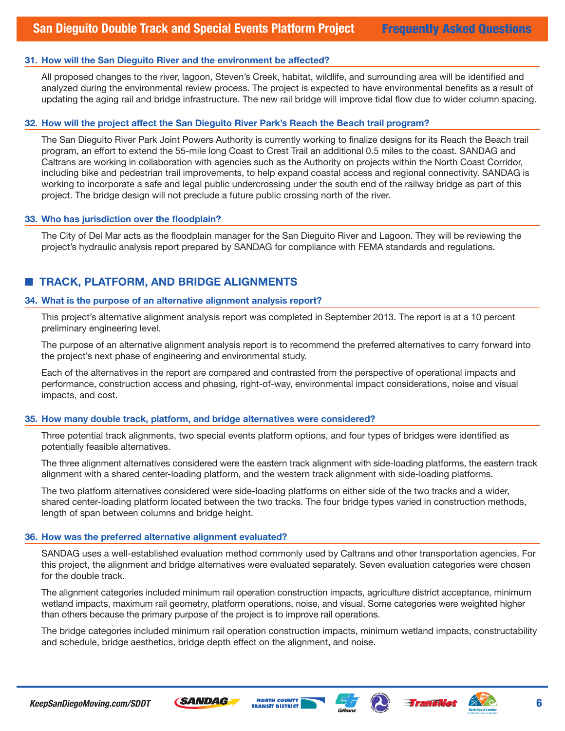### 31. How will the San Dieguito River and the environment be affected?

All proposed changes to the river, lagoon, Steven's Creek, habitat, wildlife, and surrounding area will be identified and analyzed during the environmental review process. The project is expected to have environmental benefits as a result of updating the aging rail and bridge infrastructure. The new rail bridge will improve tidal flow due to wider column spacing.

### 32. How will the project affect the San Dieguito River Park's Reach the Beach trail program?

The San Dieguito River Park Joint Powers Authority is currently working to finalize designs for its Reach the Beach trail program, an effort to extend the 55-mile long Coast to Crest Trail an additional 0.5 miles to the coast. SANDAG and Caltrans are working in collaboration with agencies such as the Authority on projects within the North Coast Corridor, including bike and pedestrian trail improvements, to help expand coastal access and regional connectivity. SANDAG is working to incorporate a safe and legal public undercrossing under the south end of the railway bridge as part of this project. The bridge design will not preclude a future public crossing north of the river.

### 33. Who has jurisdiction over the floodplain?

The City of Del Mar acts as the floodplain manager for the San Dieguito River and Lagoon. They will be reviewing the project's hydraulic analysis report prepared by SANDAG for compliance with FEMA standards and regulations.

## TRACK, PLATFORM, AND BRIDGE ALIGNMENTS

### 34. What is the purpose of an alternative alignment analysis report?

This project's alternative alignment analysis report was completed in September 2013. The report is at a 10 percent preliminary engineering level.

The purpose of an alternative alignment analysis report is to recommend the preferred alternatives to carry forward into the project's next phase of engineering and environmental study.

Each of the alternatives in the report are compared and contrasted from the perspective of operational impacts and performance, construction access and phasing, right-of-way, environmental impact considerations, noise and visual impacts, and cost.

### 35. How many double track, platform, and bridge alternatives were considered?

Three potential track alignments, two special events platform options, and four types of bridges were identified as potentially feasible alternatives.

The three alignment alternatives considered were the eastern track alignment with side-loading platforms, the eastern track alignment with a shared center-loading platform, and the western track alignment with side-loading platforms.

The two platform alternatives considered were side-loading platforms on either side of the two tracks and a wider, shared center-loading platform located between the two tracks. The four bridge types varied in construction methods, length of span between columns and bridge height.

### 36. How was the preferred alternative alignment evaluated?

SANDAG uses a well-established evaluation method commonly used by Caltrans and other transportation agencies. For this project, the alignment and bridge alternatives were evaluated separately. Seven evaluation categories were chosen for the double track.

The alignment categories included minimum rail operation construction impacts, agriculture district acceptance, minimum wetland impacts, maximum rail geometry, platform operations, noise, and visual. Some categories were weighted higher than others because the primary purpose of the project is to improve rail operations.

The bridge categories included minimum rail operation construction impacts, minimum wetland impacts, constructability and schedule, bridge aesthetics, bridge depth effect on the alignment, and noise.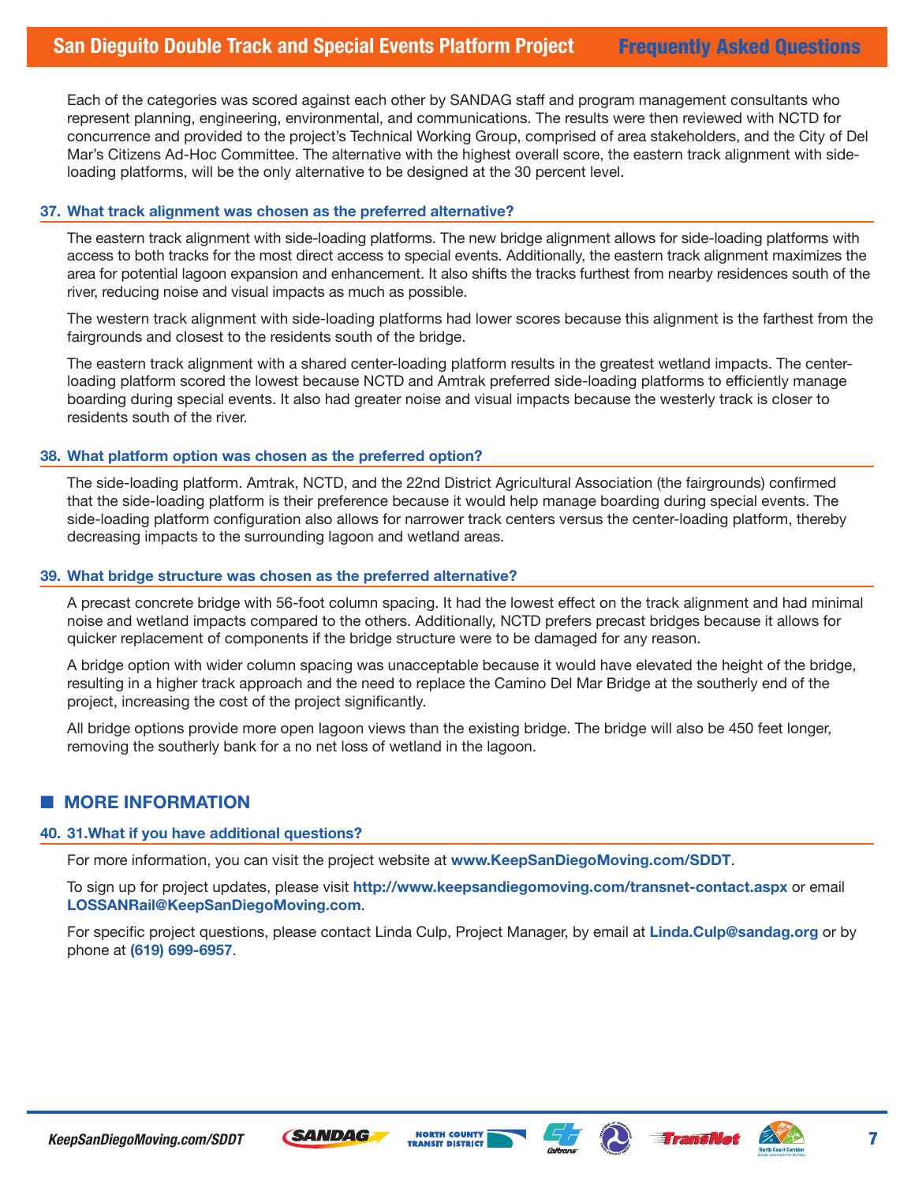Each of the categories was scored against each other by SANDAG staff and program management consultants who represent planning, engineering, environmental, and communications. The results were then reviewed with NCTD for concurrence and provided to the project's Technical Working Group, comprised of area stakeholders, and the City of Del Mar's Citizens Ad-Hoc Committee. The alternative with the highest overall score, the eastern track alignment with side-loading platforms, will be the only alternative to be designed at the 30 percent level.

### 37. What track alignment was chosen as the preferred alternative?

The eastern track alignment with side-loading platforms. The new bridge alignment allows for side-loading platforms with access to both tracks for the most direct access to special events. Additionally, the eastern track alignment maximizes the area for potential lagoon expansion and enhancement. It also shifts the tracks furthest from nearby residences south of the river, reducing noise and visual impacts as much as possible.

The western track alignment with side-loading platforms had lower scores because this alignment is the farthest from the fairgrounds and closest to the residents south of the bridge.

The eastern track alignment with a shared center-loading platform results in the greatest wetland impacts. The center-loading platform scored the lowest because NCTD and Amtrak preferred side-loading platforms to efficiently manage boarding during special events. It also had greater noise and visual impacts because the westerly track is closer to residents south of the river.

### 38. What platform option was chosen as the preferred option?

The side-loading platform. Amtrak, NCTD, and the 22nd District Agricultural Association (the fairgrounds) confirmed that the side-loading platform is their preference because it would help manage boarding during special events. The side-loading platform configuration also allows for narrower track centers versus the center-loading platform, thereby decreasing impacts to the surrounding lagoon and wetland areas.

### 39. What bridge structure was chosen as the preferred alternative?

A precast concrete bridge with 56-foot column spacing. It had the lowest effect on the track alignment and had minimal noise and wetland impacts compared to the others. Additionally, NCTD prefers precast bridges because it allows for quicker replacement of components if the bridge structure were to be damaged for any reason.

A bridge option with wider column spacing was unacceptable because it would have elevated the height of the bridge, resulting in a higher track approach and the need to replace the Camino Del Mar Bridge at the southerly end of the project, increasing the cost of the project significantly.

All bridge options provide more open lagoon views than the existing bridge. The bridge will also be 450 feet longer, removing the southerly bank for a no net loss of wetland in the lagoon.

## MORE INFORMATION

### 40. 31.What if you have additional questions?

For more information, you can visit the project website at **www.KeepSanDiegoMoving.com/SDDT**.

To sign up for project updates, please visit **http://www.keepsandiegomoving.com/transnet-contact.aspx** or email **LOSSANRail@KeepSanDiegoMoving.com**.

For specific project questions, please contact Linda Culp, Project Manager, by email at **Linda.Culp@sandag.org** or by phone at **(619) 699-6957**.